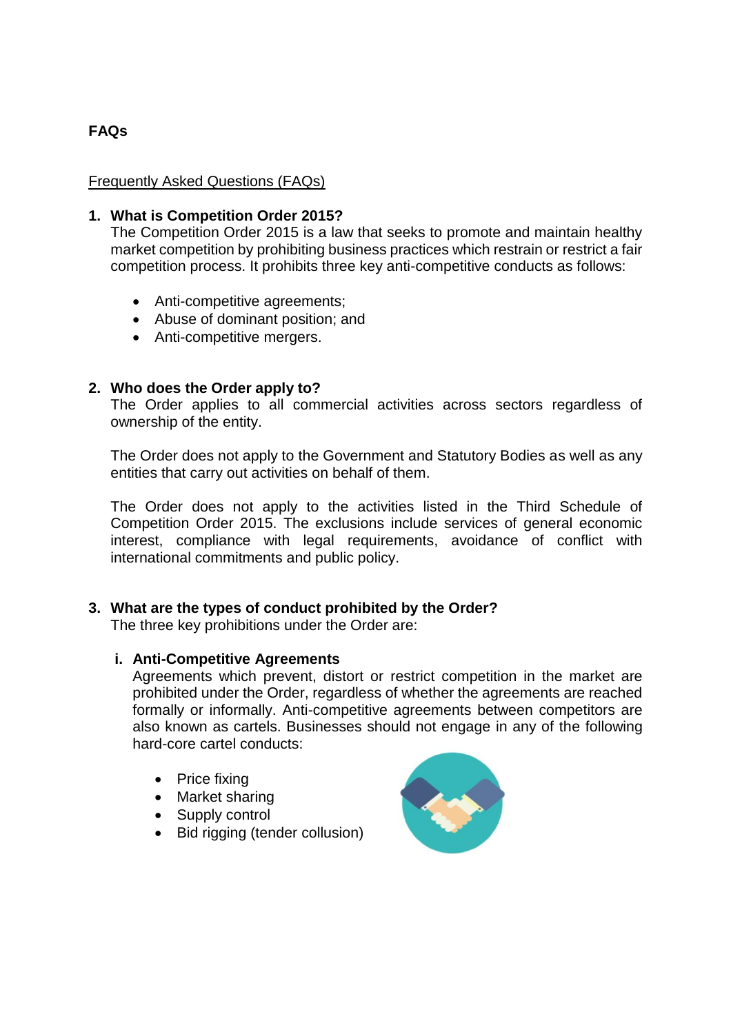**FAQs**

Frequently Asked Questions (FAQs)

1. **What is Competition Order 2015?**
   The Competition Order 2015 is a law that seeks to promote and maintain healthy market competition by prohibiting business practices which restrain or restrict a fair competition process. It prohibits three key anti-competitive conducts as follows:

   - Anti-competitive agreements;
   - Abuse of dominant position; and
   - Anti-competitive mergers.

2. **Who does the Order apply to?**
   The Order applies to all commercial activities across sectors regardless of ownership of the entity.

   The Order does not apply to the Government and Statutory Bodies as well as any entities that carry out activities on behalf of them.

   The Order does not apply to the activities listed in the Third Schedule of Competition Order 2015. The exclusions include services of general economic interest, compliance with legal requirements, avoidance of conflict with international commitments and public policy.

3. **What are the types of conduct prohibited by the Order?**
   The three key prohibitions under the Order are:

   i. **Anti-Competitive Agreements**
      Agreements which prevent, distort or restrict competition in the market are prohibited under the Order, regardless of whether the agreements are reached formally or informally. Anti-competitive agreements between competitors are also known as cartels. Businesses should not engage in any of the following hard-core cartel conducts:

      - Price fixing
      - Market sharing
      - Supply control
      - Bid rigging (tender collusion)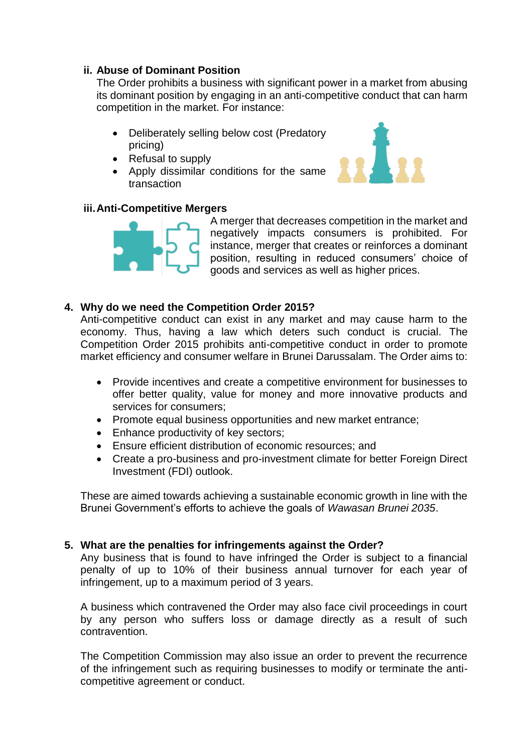### ii. Abuse of Dominant Position

The Order prohibits a business with significant power in a market from abusing its dominant position by engaging in an anti-competitive conduct that can harm competition in the market. For instance:

- Deliberately selling below cost (Predatory pricing)
- Refusal to supply
- Apply dissimilar conditions for the same transaction

### iii. Anti-Competitive Mergers

A merger that decreases competition in the market and negatively impacts consumers is prohibited. For instance, merger that creates or reinforces a dominant position, resulting in reduced consumers' choice of goods and services as well as higher prices.

## 4. Why do we need the Competition Order 2015?

Anti-competitive conduct can exist in any market and may cause harm to the economy. Thus, having a law which deters such conduct is crucial. The Competition Order 2015 prohibits anti-competitive conduct in order to promote market efficiency and consumer welfare in Brunei Darussalam. The Order aims to:

- Provide incentives and create a competitive environment for businesses to offer better quality, value for money and more innovative products and services for consumers;
- Promote equal business opportunities and new market entrance;
- Enhance productivity of key sectors;
- Ensure efficient distribution of economic resources; and
- Create a pro-business and pro-investment climate for better Foreign Direct Investment (FDI) outlook.

These are aimed towards achieving a sustainable economic growth in line with the Brunei Government's efforts to achieve the goals of *Wawasan Brunei 2035*.

## 5. What are the penalties for infringements against the Order?

Any business that is found to have infringed the Order is subject to a financial penalty of up to 10% of their business annual turnover for each year of infringement, up to a maximum period of 3 years.

A business which contravened the Order may also face civil proceedings in court by any person who suffers loss or damage directly as a result of such contravention.

The Competition Commission may also issue an order to prevent the recurrence of the infringement such as requiring businesses to modify or terminate the anti-competitive agreement or conduct.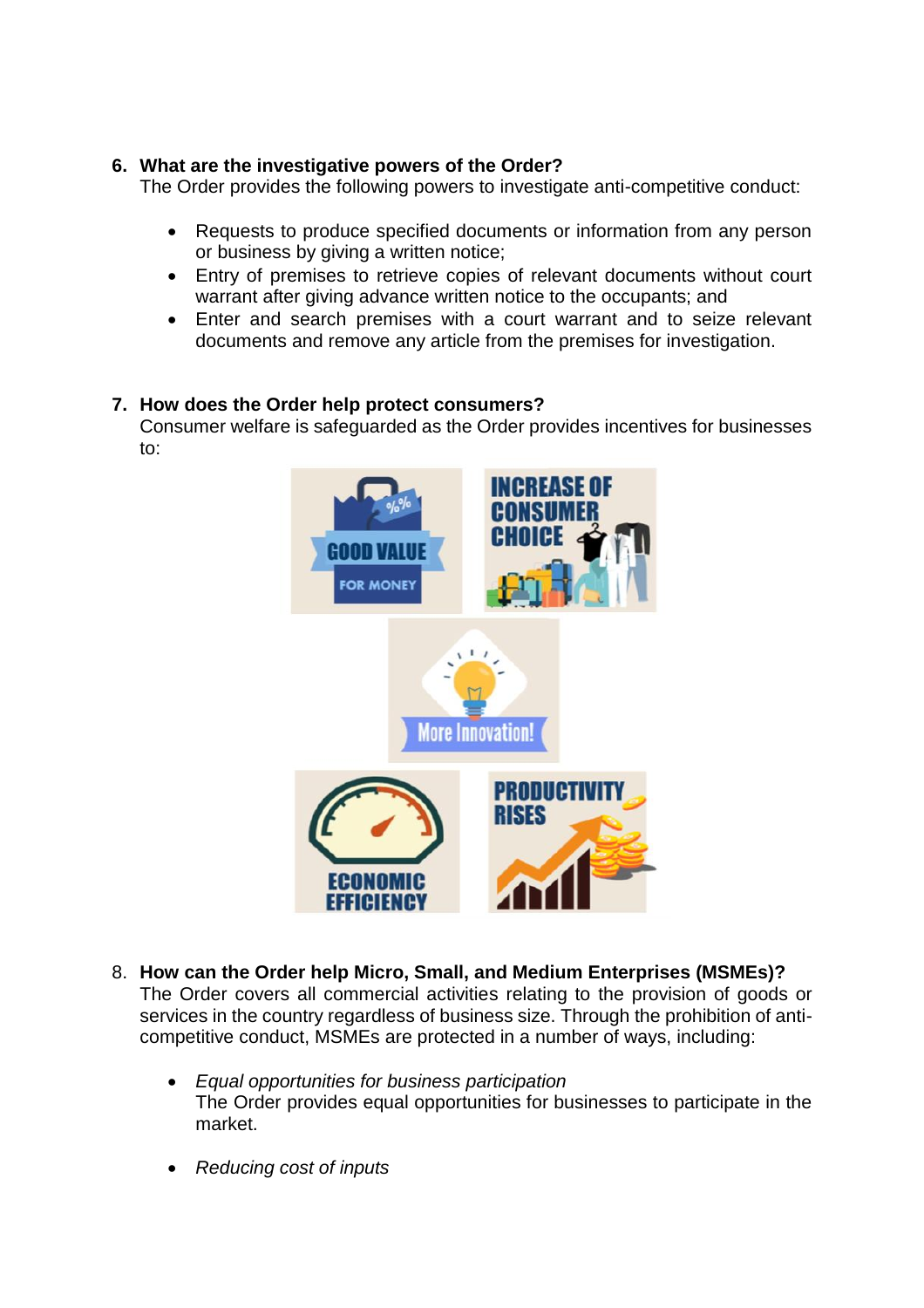6. **What are the investigative powers of the Order?**
   The Order provides the following powers to investigate anti-competitive conduct:

   - Requests to produce specified documents or information from any person or business by giving a written notice;
   - Entry of premises to retrieve copies of relevant documents without court warrant after giving advance written notice to the occupants; and
   - Enter and search premises with a court warrant and to seize relevant documents and remove any article from the premises for investigation.

7. **How does the Order help protect consumers?**
   Consumer welfare is safeguarded as the Order provides incentives for businesses to:

8. **How can the Order help Micro, Small, and Medium Enterprises (MSMEs)?**
   The Order covers all commercial activities relating to the provision of goods or services in the country regardless of business size. Through the prohibition of anti-competitive conduct, MSMEs are protected in a number of ways, including:

   - *Equal opportunities for business participation*
     The Order provides equal opportunities for businesses to participate in the market.

   - *Reducing cost of inputs*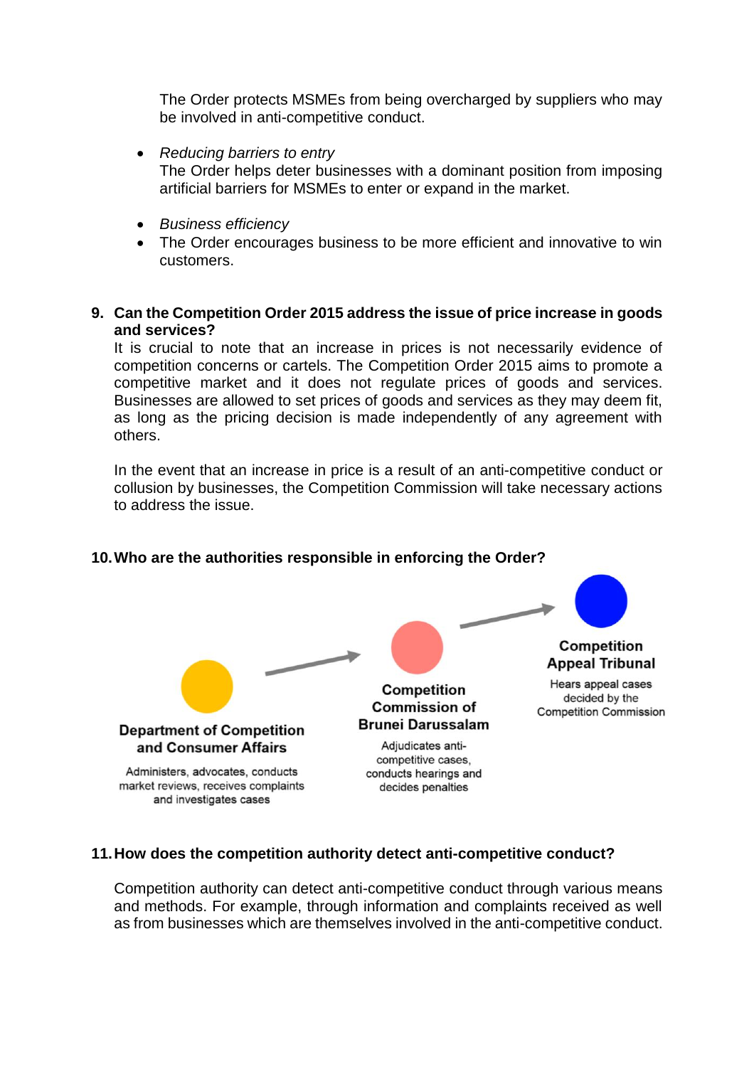The Order protects MSMEs from being overcharged by suppliers who may be involved in anti-competitive conduct.

- *Reducing barriers to entry*
  The Order helps deter businesses with a dominant position from imposing artificial barriers for MSMEs to enter or expand in the market.

- *Business efficiency*
- The Order encourages business to be more efficient and innovative to win customers.

**9. Can the Competition Order 2015 address the issue of price increase in goods and services?**

It is crucial to note that an increase in prices is not necessarily evidence of competition concerns or cartels. The Competition Order 2015 aims to promote a competitive market and it does not regulate prices of goods and services. Businesses are allowed to set prices of goods and services as they may deem fit, as long as the pricing decision is made independently of any agreement with others.

In the event that an increase in price is a result of an anti-competitive conduct or collusion by businesses, the Competition Commission will take necessary actions to address the issue.

**10. Who are the authorities responsible in enforcing the Order?**

**Department of Competition and Consumer Affairs**

Administers, advocates, conducts market reviews, receives complaints and investigates cases

**Competition Commission of Brunei Darussalam**

Adjudicates anti-competitive cases, conducts hearings and decides penalties

**Competition Appeal Tribunal**

Hears appeal cases decided by the Competition Commission

**11. How does the competition authority detect anti-competitive conduct?**

Competition authority can detect anti-competitive conduct through various means and methods. For example, through information and complaints received as well as from businesses which are themselves involved in the anti-competitive conduct.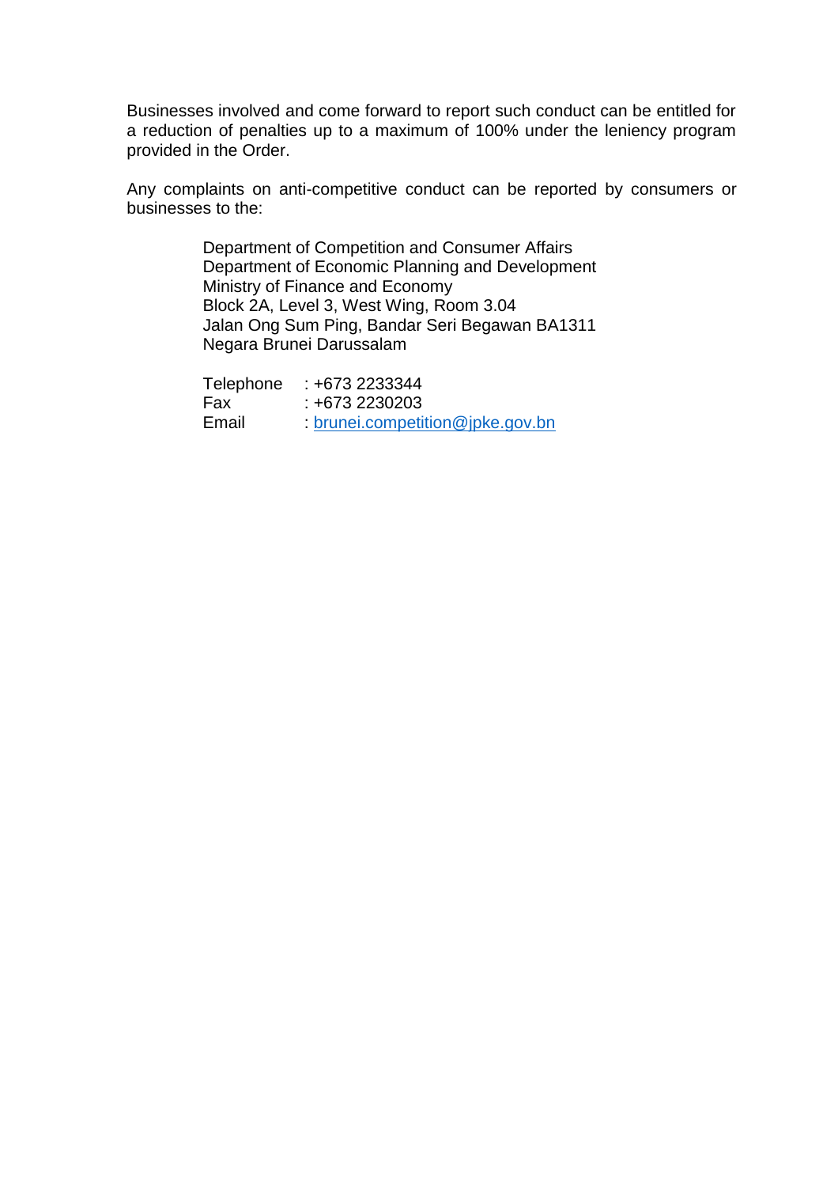Businesses involved and come forward to report such conduct can be entitled for a reduction of penalties up to a maximum of 100% under the leniency program provided in the Order.

Any complaints on anti-competitive conduct can be reported by consumers or businesses to the:

Department of Competition and Consumer Affairs
Department of Economic Planning and Development
Ministry of Finance and Economy
Block 2A, Level 3, West Wing, Room 3.04
Jalan Ong Sum Ping, Bandar Seri Begawan BA1311
Negara Brunei Darussalam

Telephone : +673 2233344
Fax : +673 2230203
Email : brunei.competition@jpke.gov.bn